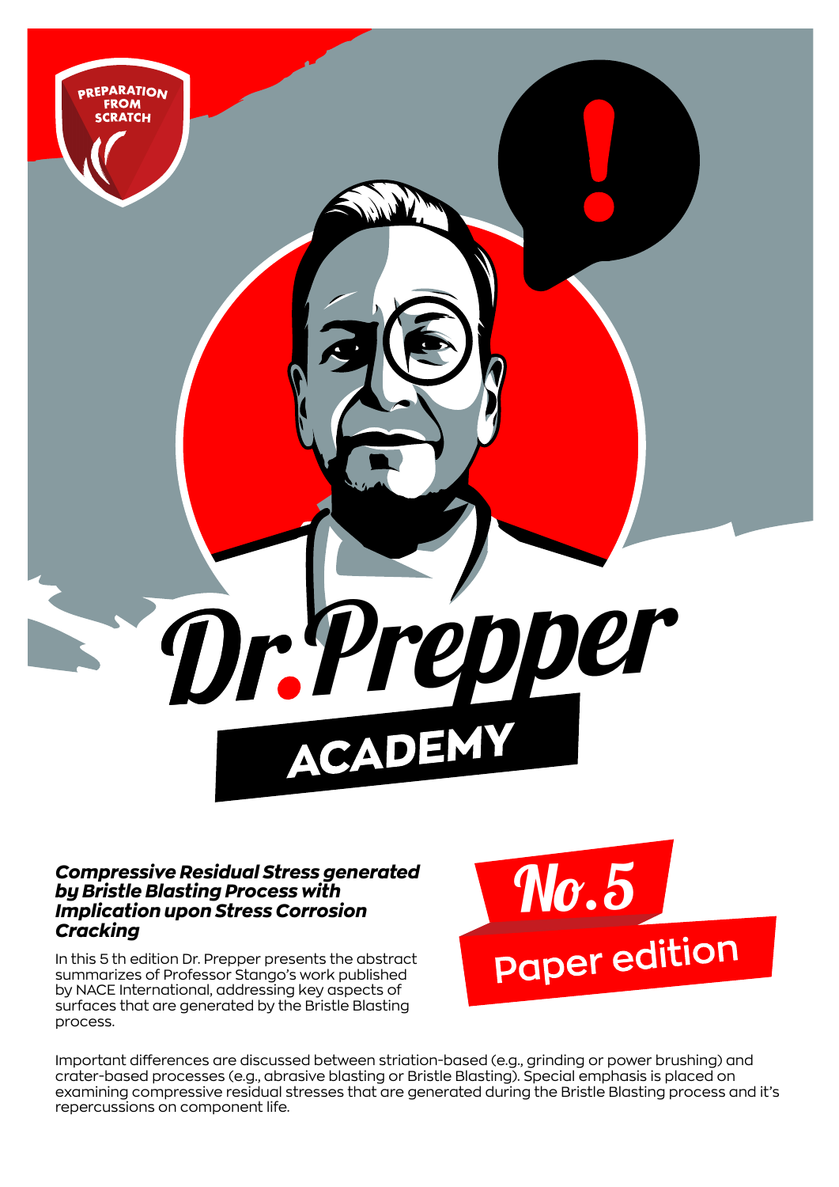PREPARATION FROM SCRATCH

# Dr. Prepper ACADEMY

## No. 5

Paper edition

***Compressive Residual Stress generated by Bristle Blasting Process with Implication upon Stress Corrosion Cracking***

In this 5 th edition Dr. Prepper presents the abstract summarizes of Professor Stango's work published by NACE International, addressing key aspects of surfaces that are generated by the Bristle Blasting process.

Important differences are discussed between striation-based (e.g., grinding or power brushing) and crater-based processes (e.g., abrasive blasting or Bristle Blasting). Special emphasis is placed on examining compressive residual stresses that are generated during the Bristle Blasting process and it's repercussions on component life.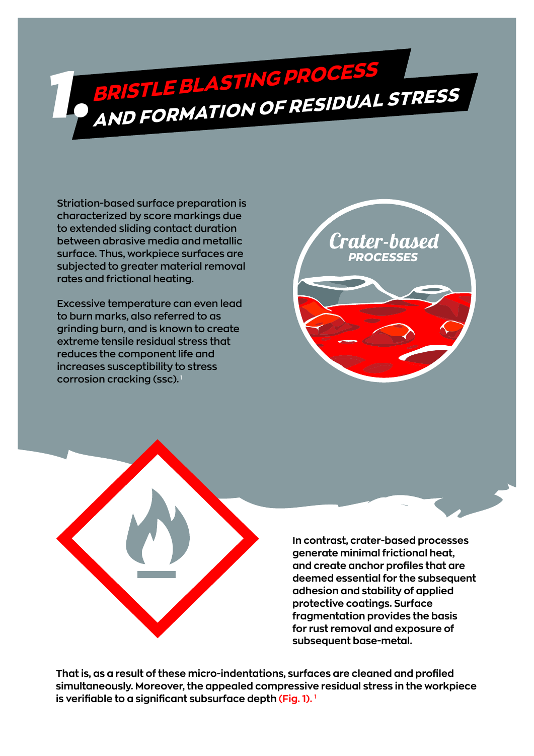# 1. BRISTLE BLASTING PROCESS AND FORMATION OF RESIDUAL STRESS

Striation-based surface preparation is characterized by score markings due to extended sliding contact duration between abrasive media and metallic surface. Thus, workpiece surfaces are subjected to greater material removal rates and frictional heating.

Excessive temperature can even lead to burn marks, also referred to as grinding burn, and is known to create extreme tensile residual stress that reduces the component life and increases susceptibility to stress corrosion cracking (ssc).[1]

Crater-based PROCESSES

**In contrast, crater-based processes generate minimal frictional heat, and create anchor profiles that are deemed essential for the subsequent adhesion and stability of applied protective coatings. Surface fragmentation provides the basis for rust removal and exposure of subsequent base-metal.**

**That is, as a result of these micro-indentations, surfaces are cleaned and profiled simultaneously. Moreover, the appealed compressive residual stress in the workpiece is verifiable to a significant subsurface depth (Fig. 1).[1]**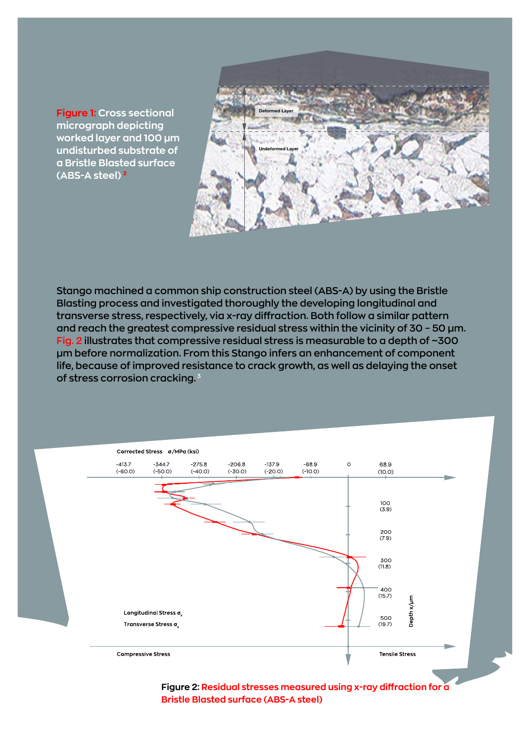**Figure 1:** Cross sectional micrograph depicting worked layer and 100 µm undisturbed substrate of a Bristle Blasted surface (ABS-A steel) [2]

Stango machined a common ship construction steel (ABS-A) by using the Bristle Blasting process and investigated thoroughly the developing longitudinal and transverse stress, respectively, via x-ray diffraction. Both follow a similar pattern and reach the greatest compressive residual stress within the vicinity of 30 – 50 µm. Fig. 2 illustrates that compressive residual stress is measurable to a depth of ~300 µm before normalization. From this Stango infers an enhancement of component life, because of improved resistance to crack growth, as well as delaying the onset of stress corrosion cracking. [3]

**Figure 2:** Residual stresses measured using x-ray diffraction for a Bristle Blasted surface (ABS-A steel)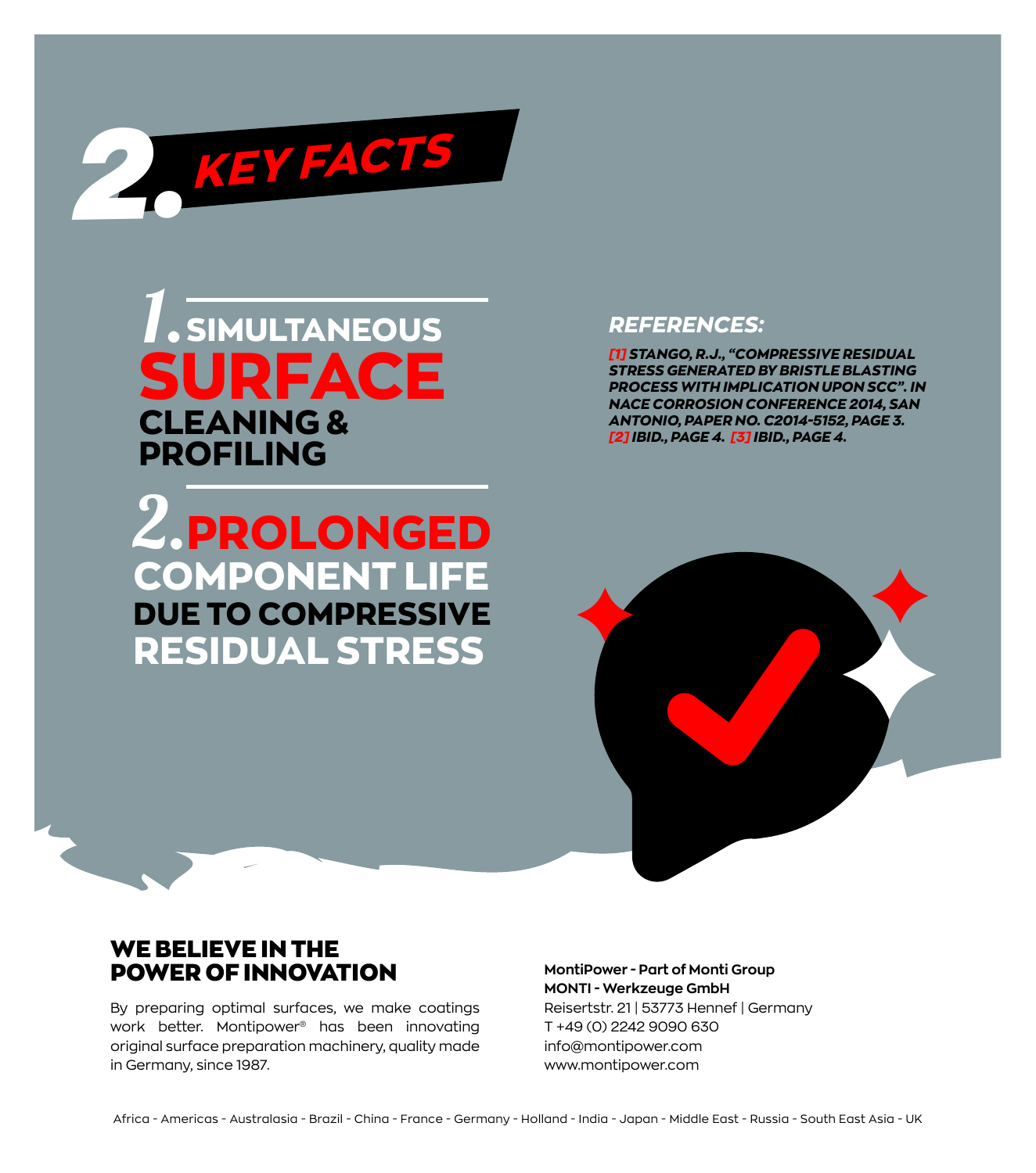# 2. KEY FACTS

## 1. SIMULTANEOUS SURFACE CLEANING & PROFILING

## 2. PROLONGED COMPONENT LIFE DUE TO COMPRESSIVE RESIDUAL STRESS

### REFERENCES:

***[1] STANGO, R.J., "COMPRESSIVE RESIDUAL STRESS GENERATED BY BRISTLE BLASTING PROCESS WITH IMPLICATION UPON SCC". IN NACE CORROSION CONFERENCE 2014, SAN ANTONIO, PAPER NO. C2014-5152, PAGE 3. [2] IBID., PAGE 4. [3] IBID., PAGE 4.***

## WE BELIEVE IN THE POWER OF INNOVATION

By preparing optimal surfaces, we make coatings work better. Montipower® has been innovating original surface preparation machinery, quality made in Germany, since 1987.

**MontiPower - Part of Monti Group**
**MONTI - Werkzeuge GmbH**
Reisertstr. 21 | 53773 Hennef | Germany
T +49 (0) 2242 9090 630
info@montipower.com
www.montipower.com

Africa - Americas - Australasia - Brazil - China - France - Germany - Holland - India - Japan - Middle East - Russia - South East Asia - UK